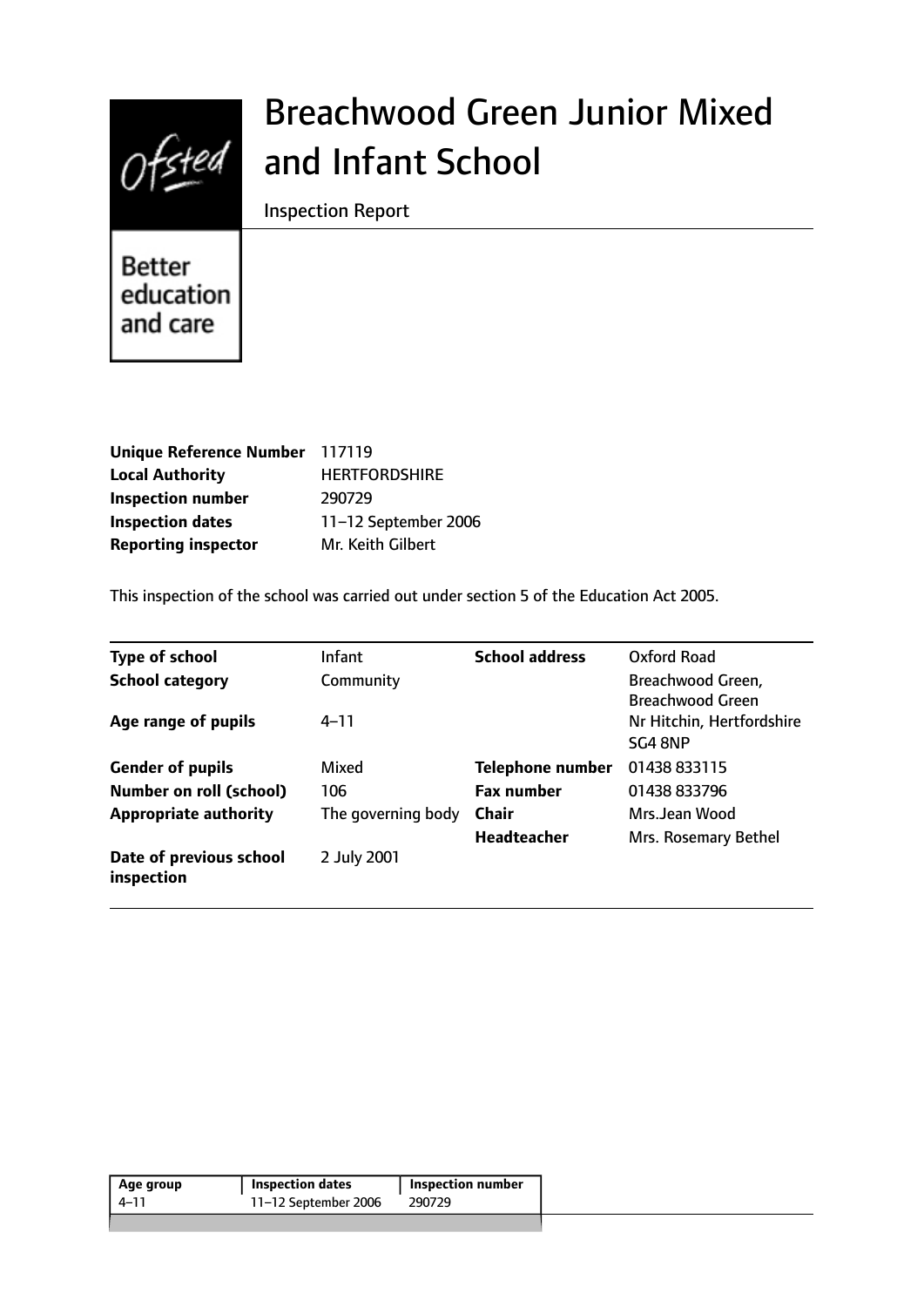# Breachwood Green Junior Mixed and Infant School

Inspection Report

Better education and care

| | |
|---|---|
| **Unique Reference Number** | 117119 |
| **Local Authority** | HERTFORDSHIRE |
| **Inspection number** | 290729 |
| **Inspection dates** | 11–12 September 2006 |
| **Reporting inspector** | Mr. Keith Gilbert |

This inspection of the school was carried out under section 5 of the Education Act 2005.

| | | | |
|---|---|---|---|
| **Type of school** | Infant | **School address** | Oxford Road |
| **School category** | Community | | Breachwood Green, Breachwood Green |
| **Age range of pupils** | 4–11 | | Nr Hitchin, Hertfordshire SG4 8NP |
| **Gender of pupils** | Mixed | **Telephone number** | 01438 833115 |
| **Number on roll (school)** | 106 | **Fax number** | 01438 833796 |
| **Appropriate authority** | The governing body | **Chair** | Mrs.Jean Wood |
| | | **Headteacher** | Mrs. Rosemary Bethel |
| **Date of previous school inspection** | 2 July 2001 | | |

| Age group | Inspection dates | Inspection number |
|---|---|---|
| 4–11 | 11–12 September 2006 | 290729 |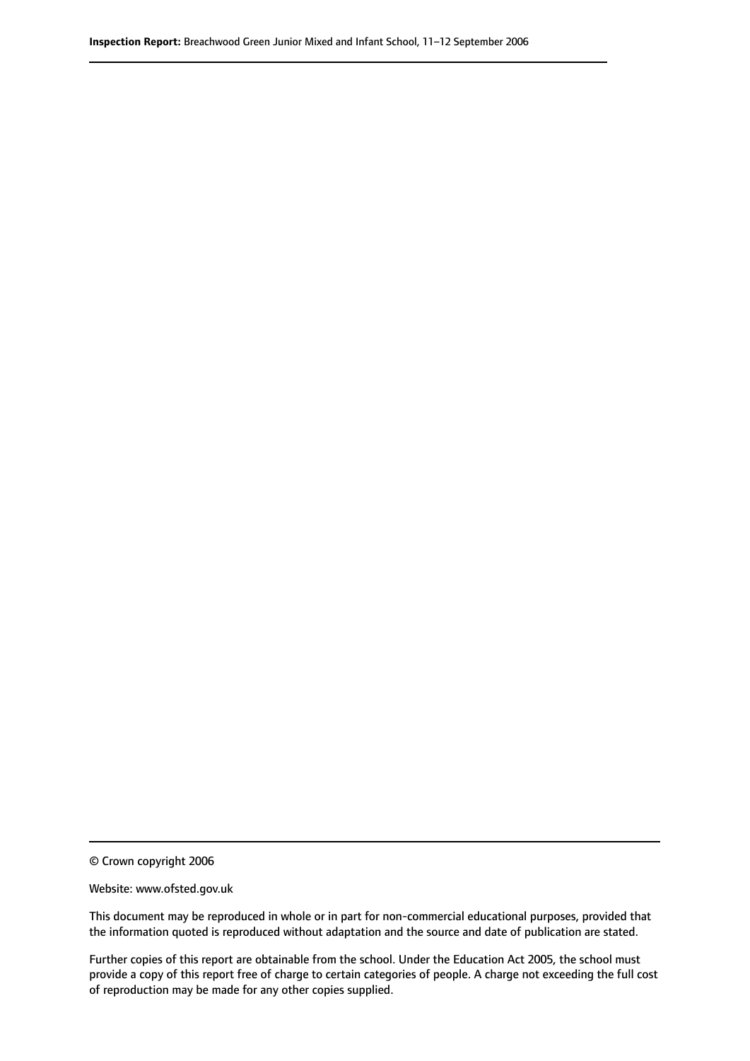© Crown copyright 2006

Website: www.ofsted.gov.uk

This document may be reproduced in whole or in part for non-commercial educational purposes, provided that the information quoted is reproduced without adaptation and the source and date of publication are stated.

Further copies of this report are obtainable from the school. Under the Education Act 2005, the school must provide a copy of this report free of charge to certain categories of people. A charge not exceeding the full cost of reproduction may be made for any other copies supplied.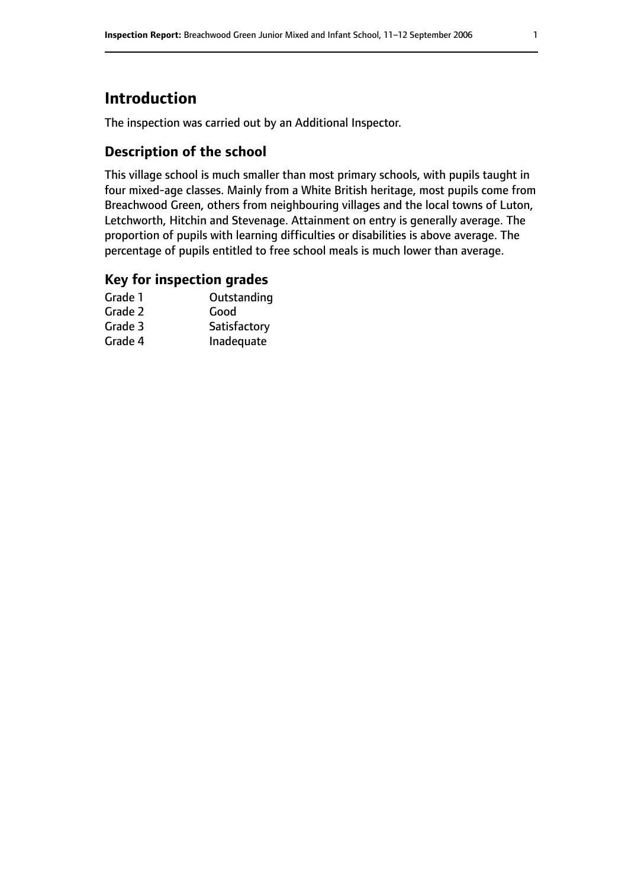# Introduction

The inspection was carried out by an Additional Inspector.

## Description of the school

This village school is much smaller than most primary schools, with pupils taught in four mixed-age classes. Mainly from a White British heritage, most pupils come from Breachwood Green, others from neighbouring villages and the local towns of Luton, Letchworth, Hitchin and Stevenage. Attainment on entry is generally average. The proportion of pupils with learning difficulties or disabilities is above average. The percentage of pupils entitled to free school meals is much lower than average.

## Key for inspection grades

| | |
|---|---|
| Grade 1 | Outstanding |
| Grade 2 | Good |
| Grade 3 | Satisfactory |
| Grade 4 | Inadequate |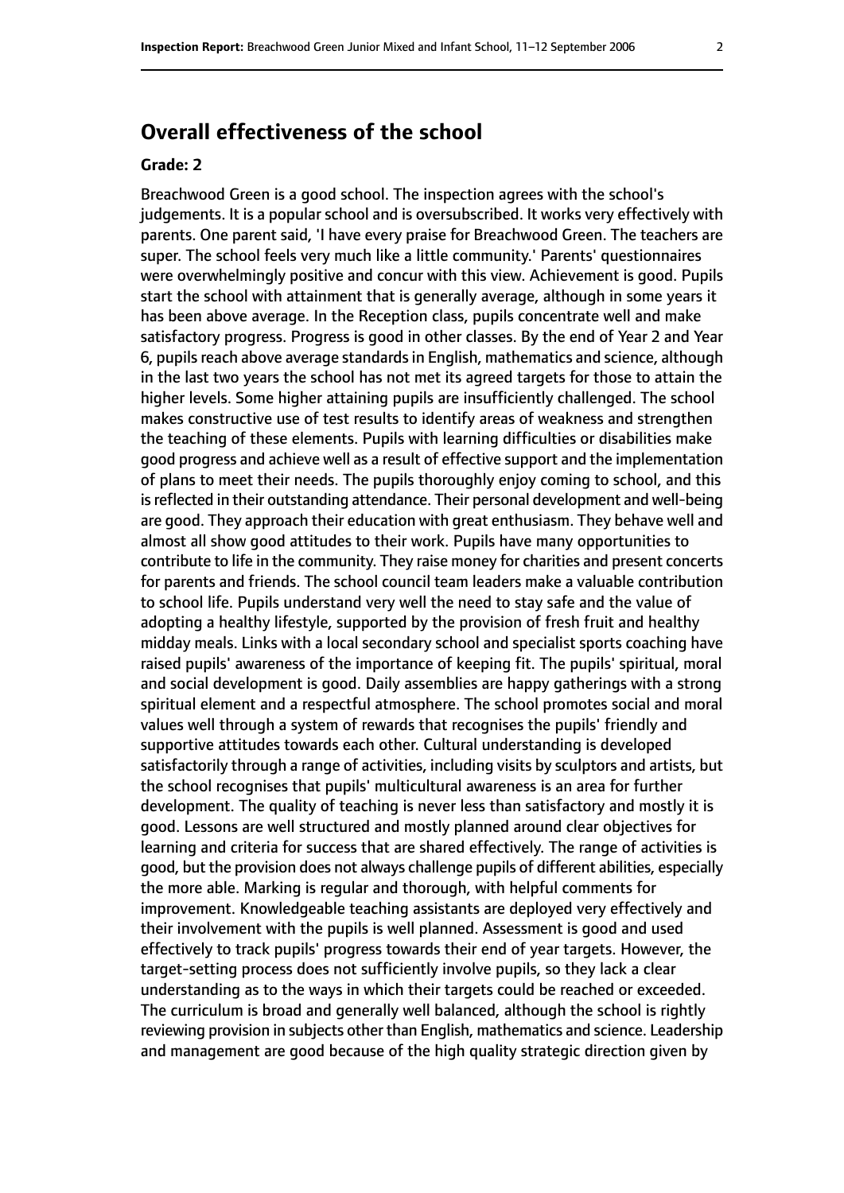## Overall effectiveness of the school

**Grade: 2**

Breachwood Green is a good school. The inspection agrees with the school's judgements. It is a popular school and is oversubscribed. It works very effectively with parents. One parent said, 'I have every praise for Breachwood Green. The teachers are super. The school feels very much like a little community.' Parents' questionnaires were overwhelmingly positive and concur with this view. Achievement is good. Pupils start the school with attainment that is generally average, although in some years it has been above average. In the Reception class, pupils concentrate well and make satisfactory progress. Progress is good in other classes. By the end of Year 2 and Year 6, pupils reach above average standards in English, mathematics and science, although in the last two years the school has not met its agreed targets for those to attain the higher levels. Some higher attaining pupils are insufficiently challenged. The school makes constructive use of test results to identify areas of weakness and strengthen the teaching of these elements. Pupils with learning difficulties or disabilities make good progress and achieve well as a result of effective support and the implementation of plans to meet their needs. The pupils thoroughly enjoy coming to school, and this is reflected in their outstanding attendance. Their personal development and well-being are good. They approach their education with great enthusiasm. They behave well and almost all show good attitudes to their work. Pupils have many opportunities to contribute to life in the community. They raise money for charities and present concerts for parents and friends. The school council team leaders make a valuable contribution to school life. Pupils understand very well the need to stay safe and the value of adopting a healthy lifestyle, supported by the provision of fresh fruit and healthy midday meals. Links with a local secondary school and specialist sports coaching have raised pupils' awareness of the importance of keeping fit. The pupils' spiritual, moral and social development is good. Daily assemblies are happy gatherings with a strong spiritual element and a respectful atmosphere. The school promotes social and moral values well through a system of rewards that recognises the pupils' friendly and supportive attitudes towards each other. Cultural understanding is developed satisfactorily through a range of activities, including visits by sculptors and artists, but the school recognises that pupils' multicultural awareness is an area for further development. The quality of teaching is never less than satisfactory and mostly it is good. Lessons are well structured and mostly planned around clear objectives for learning and criteria for success that are shared effectively. The range of activities is good, but the provision does not always challenge pupils of different abilities, especially the more able. Marking is regular and thorough, with helpful comments for improvement. Knowledgeable teaching assistants are deployed very effectively and their involvement with the pupils is well planned. Assessment is good and used effectively to track pupils' progress towards their end of year targets. However, the target-setting process does not sufficiently involve pupils, so they lack a clear understanding as to the ways in which their targets could be reached or exceeded. The curriculum is broad and generally well balanced, although the school is rightly reviewing provision in subjects other than English, mathematics and science. Leadership and management are good because of the high quality strategic direction given by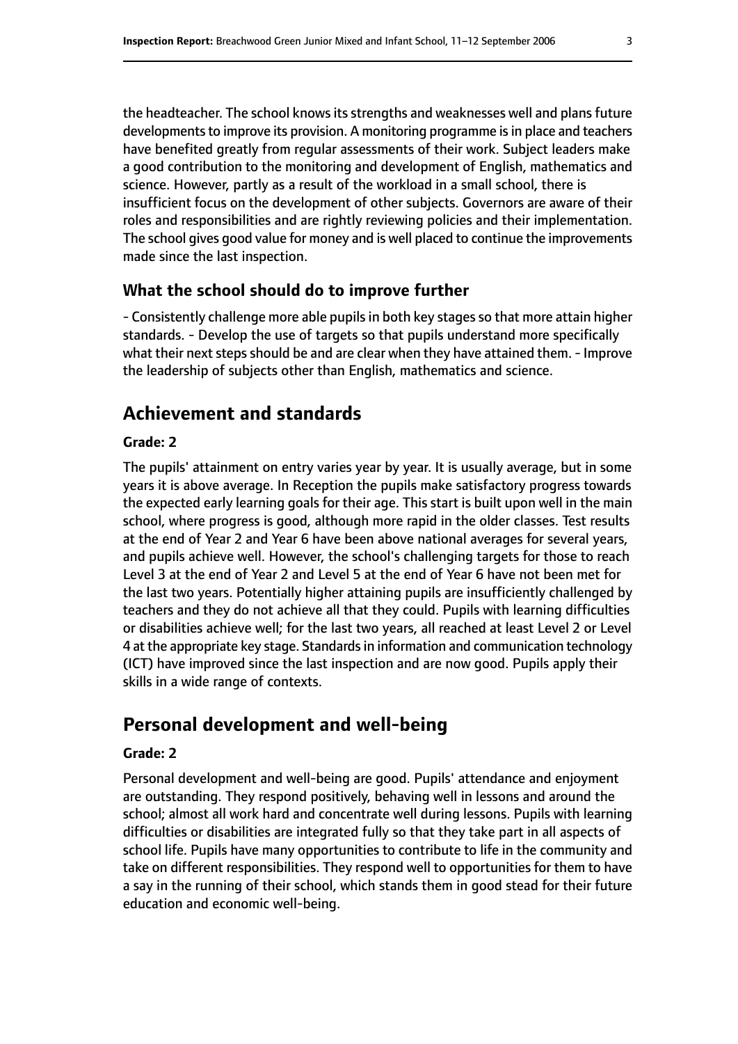the headteacher. The school knows its strengths and weaknesses well and plans future developments to improve its provision. A monitoring programme is in place and teachers have benefited greatly from regular assessments of their work. Subject leaders make a good contribution to the monitoring and development of English, mathematics and science. However, partly as a result of the workload in a small school, there is insufficient focus on the development of other subjects. Governors are aware of their roles and responsibilities and are rightly reviewing policies and their implementation. The school gives good value for money and is well placed to continue the improvements made since the last inspection.

### What the school should do to improve further

- Consistently challenge more able pupils in both key stages so that more attain higher standards. - Develop the use of targets so that pupils understand more specifically what their next steps should be and are clear when they have attained them. - Improve the leadership of subjects other than English, mathematics and science.

## Achievement and standards

#### Grade: 2

The pupils' attainment on entry varies year by year. It is usually average, but in some years it is above average. In Reception the pupils make satisfactory progress towards the expected early learning goals for their age. This start is built upon well in the main school, where progress is good, although more rapid in the older classes. Test results at the end of Year 2 and Year 6 have been above national averages for several years, and pupils achieve well. However, the school's challenging targets for those to reach Level 3 at the end of Year 2 and Level 5 at the end of Year 6 have not been met for the last two years. Potentially higher attaining pupils are insufficiently challenged by teachers and they do not achieve all that they could. Pupils with learning difficulties or disabilities achieve well; for the last two years, all reached at least Level 2 or Level 4 at the appropriate key stage. Standards in information and communication technology (ICT) have improved since the last inspection and are now good. Pupils apply their skills in a wide range of contexts.

## Personal development and well-being

#### Grade: 2

Personal development and well-being are good. Pupils' attendance and enjoyment are outstanding. They respond positively, behaving well in lessons and around the school; almost all work hard and concentrate well during lessons. Pupils with learning difficulties or disabilities are integrated fully so that they take part in all aspects of school life. Pupils have many opportunities to contribute to life in the community and take on different responsibilities. They respond well to opportunities for them to have a say in the running of their school, which stands them in good stead for their future education and economic well-being.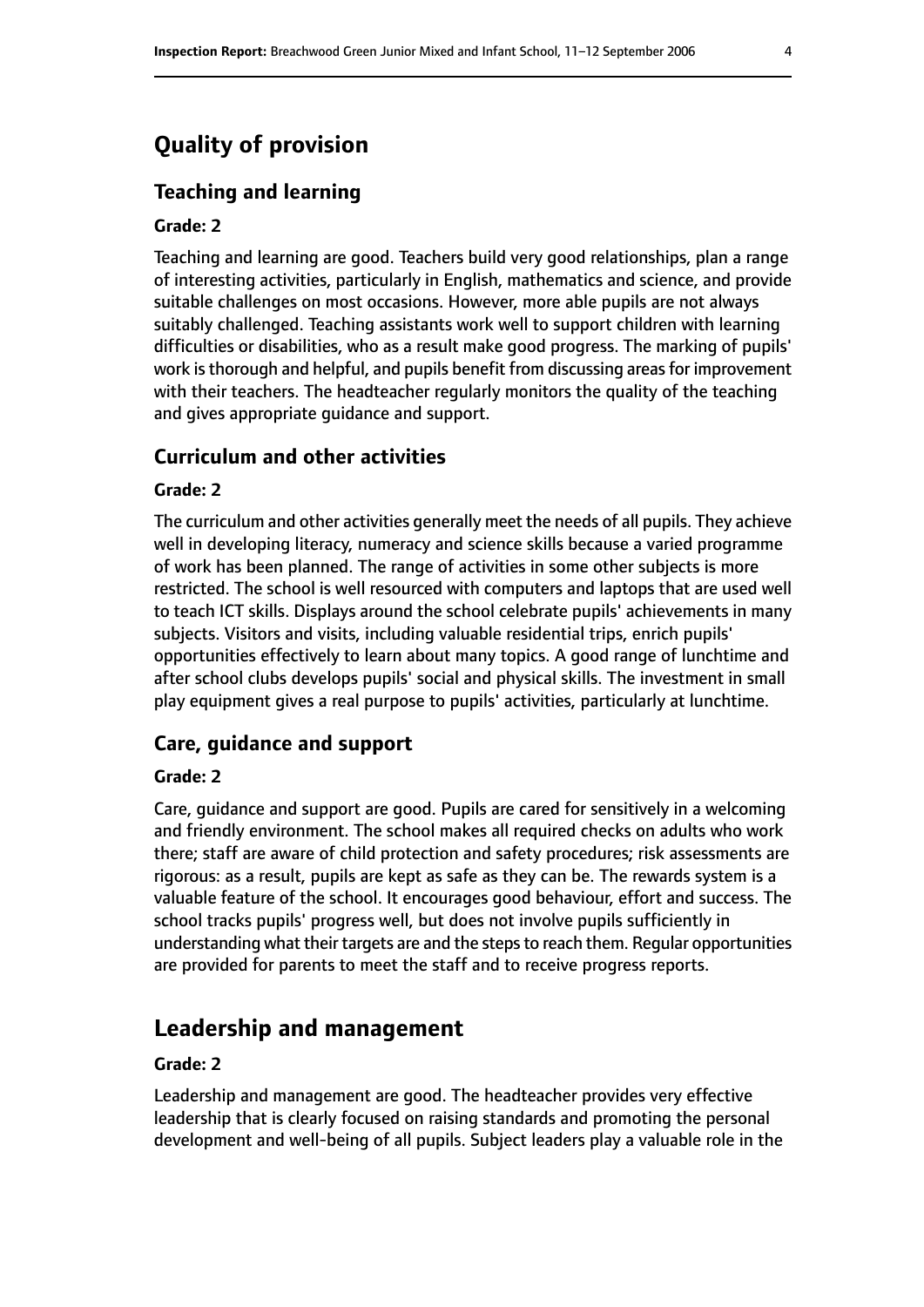## Quality of provision

### Teaching and learning

#### Grade: 2

Teaching and learning are good. Teachers build very good relationships, plan a range of interesting activities, particularly in English, mathematics and science, and provide suitable challenges on most occasions. However, more able pupils are not always suitably challenged. Teaching assistants work well to support children with learning difficulties or disabilities, who as a result make good progress. The marking of pupils' work is thorough and helpful, and pupils benefit from discussing areas for improvement with their teachers. The headteacher regularly monitors the quality of the teaching and gives appropriate guidance and support.

### Curriculum and other activities

#### Grade: 2

The curriculum and other activities generally meet the needs of all pupils. They achieve well in developing literacy, numeracy and science skills because a varied programme of work has been planned. The range of activities in some other subjects is more restricted. The school is well resourced with computers and laptops that are used well to teach ICT skills. Displays around the school celebrate pupils' achievements in many subjects. Visitors and visits, including valuable residential trips, enrich pupils' opportunities effectively to learn about many topics. A good range of lunchtime and after school clubs develops pupils' social and physical skills. The investment in small play equipment gives a real purpose to pupils' activities, particularly at lunchtime.

### Care, guidance and support

#### Grade: 2

Care, guidance and support are good. Pupils are cared for sensitively in a welcoming and friendly environment. The school makes all required checks on adults who work there; staff are aware of child protection and safety procedures; risk assessments are rigorous: as a result, pupils are kept as safe as they can be. The rewards system is a valuable feature of the school. It encourages good behaviour, effort and success. The school tracks pupils' progress well, but does not involve pupils sufficiently in understanding what their targets are and the steps to reach them. Regular opportunities are provided for parents to meet the staff and to receive progress reports.

## Leadership and management

#### Grade: 2

Leadership and management are good. The headteacher provides very effective leadership that is clearly focused on raising standards and promoting the personal development and well-being of all pupils. Subject leaders play a valuable role in the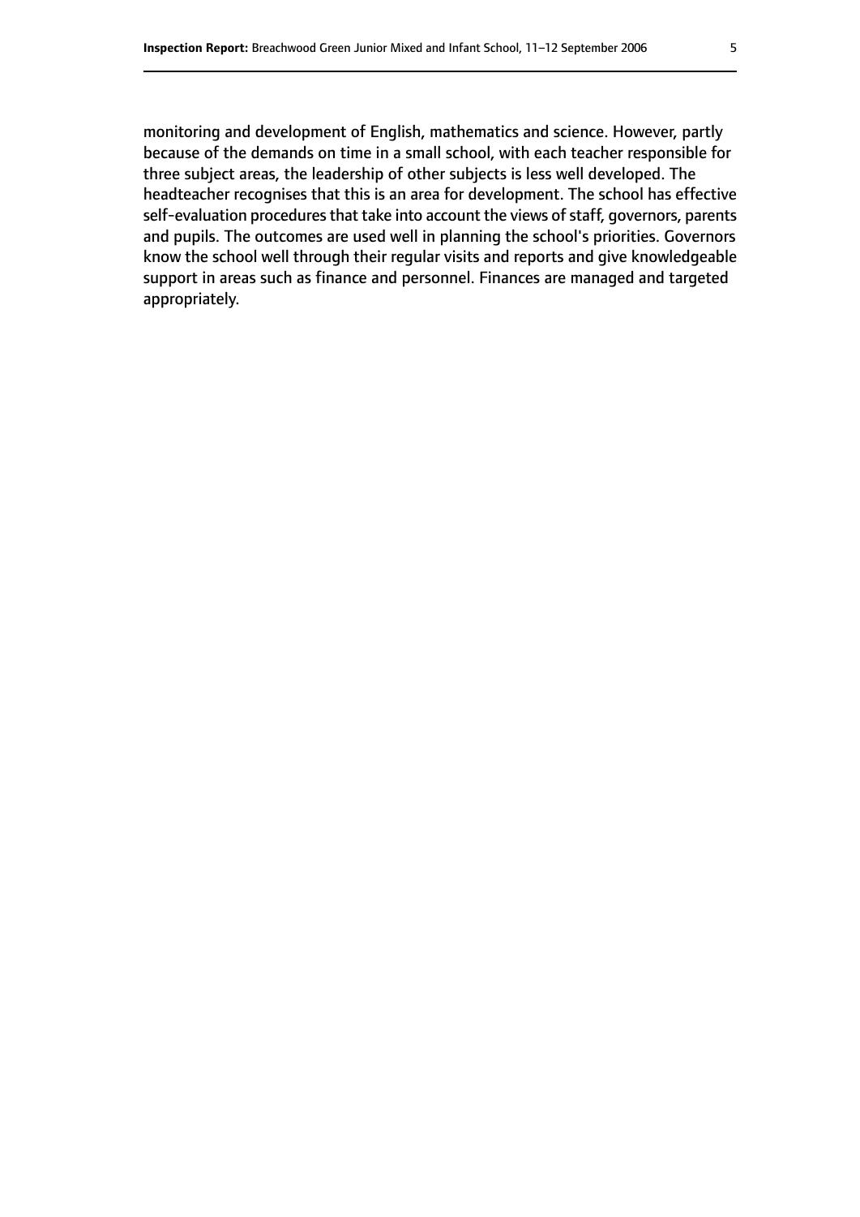monitoring and development of English, mathematics and science. However, partly because of the demands on time in a small school, with each teacher responsible for three subject areas, the leadership of other subjects is less well developed. The headteacher recognises that this is an area for development. The school has effective self-evaluation procedures that take into account the views of staff, governors, parents and pupils. The outcomes are used well in planning the school's priorities. Governors know the school well through their regular visits and reports and give knowledgeable support in areas such as finance and personnel. Finances are managed and targeted appropriately.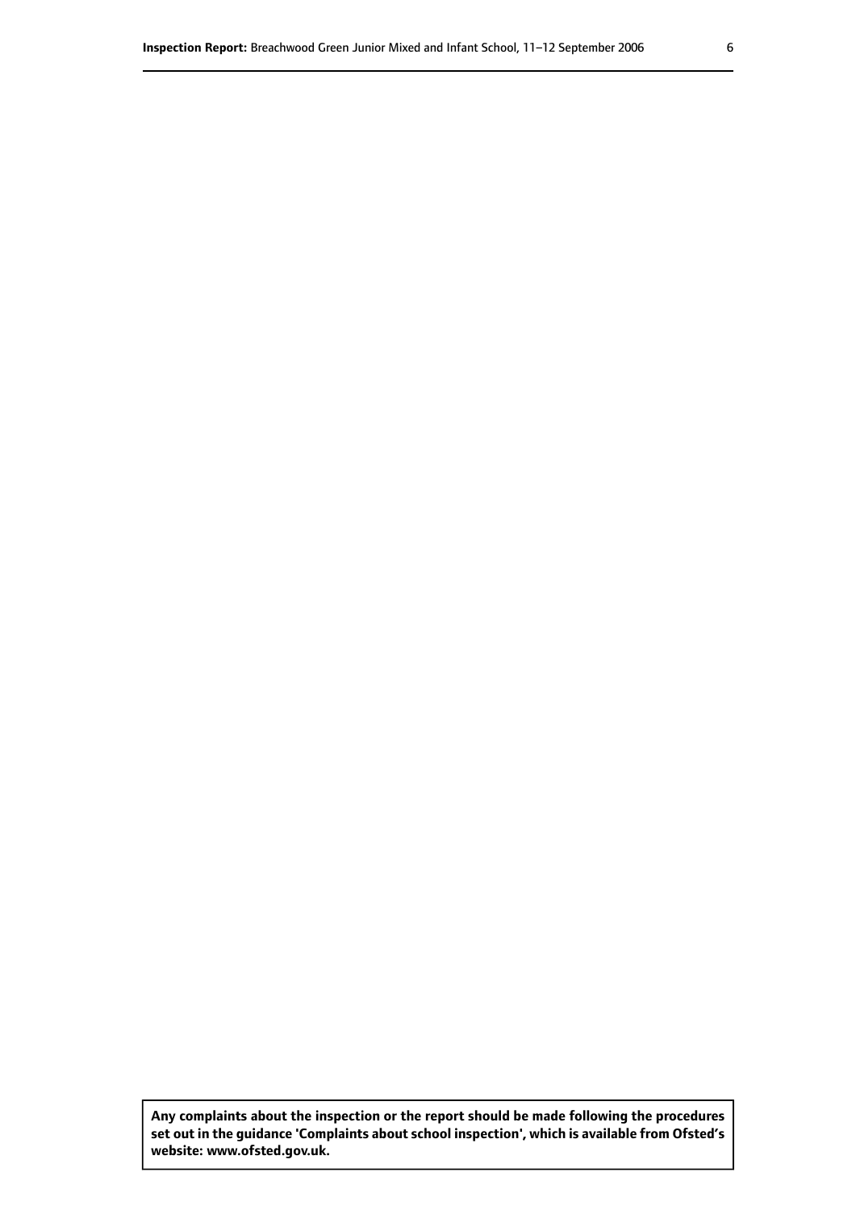**Any complaints about the inspection or the report should be made following the procedures set out in the guidance 'Complaints about school inspection', which is available from Ofsted's website: www.ofsted.gov.uk.**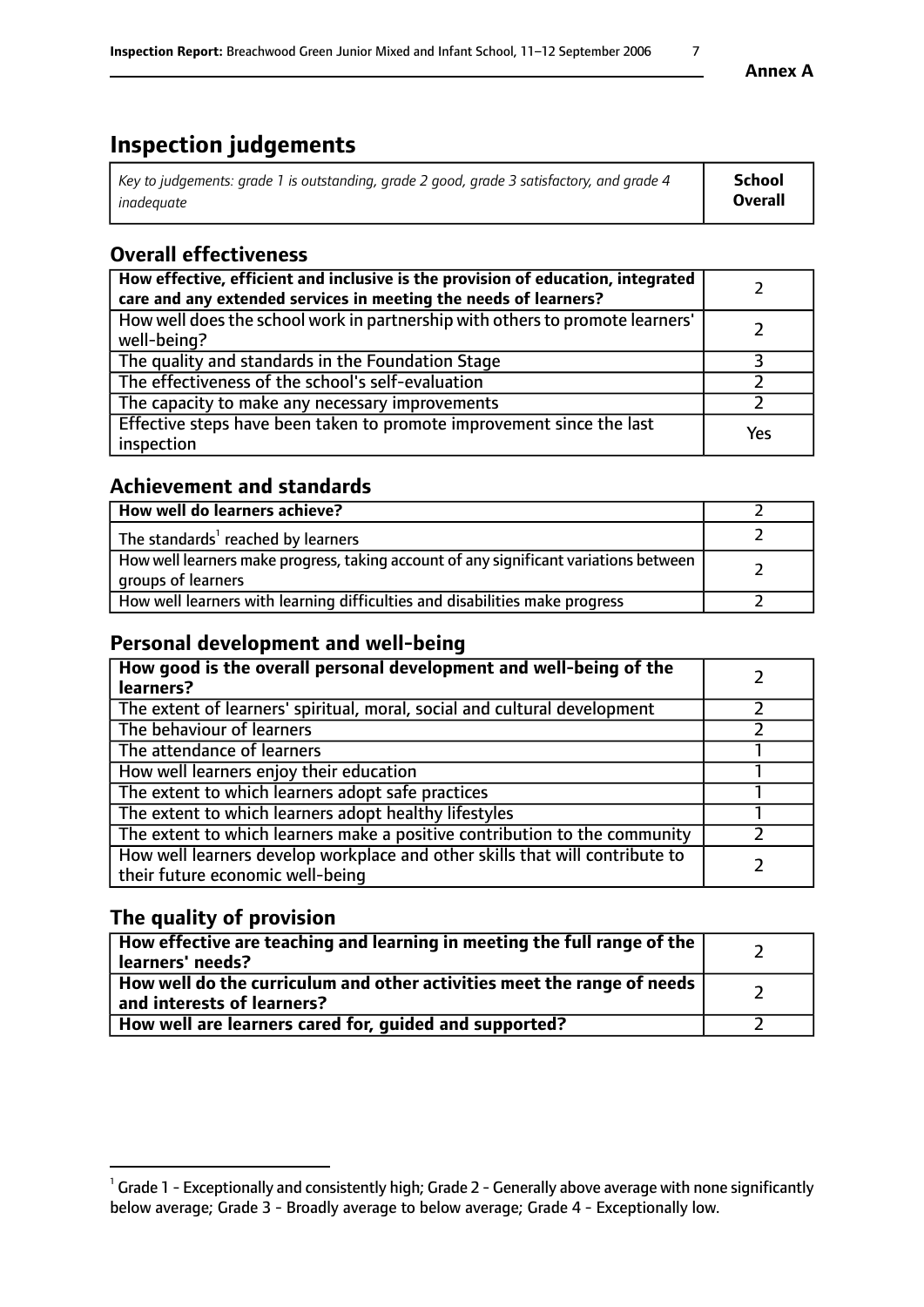# Inspection judgements

| *Key to judgements: grade 1 is outstanding, grade 2 good, grade 3 satisfactory, and grade 4 inadequate* | **School Overall** |
|---|---|

## Overall effectiveness

| | |
|---|---|
| **How effective, efficient and inclusive is the provision of education, integrated care and any extended services in meeting the needs of learners?** | 2 |
| How well does the school work in partnership with others to promote learners' well-being? | 2 |
| The quality and standards in the Foundation Stage | 3 |
| The effectiveness of the school's self-evaluation | 2 |
| The capacity to make any necessary improvements | 2 |
| Effective steps have been taken to promote improvement since the last inspection | Yes |

## Achievement and standards

| | |
|---|---|
| **How well do learners achieve?** | 2 |
| The standards[1] reached by learners | 2 |
| How well learners make progress, taking account of any significant variations between groups of learners | 2 |
| How well learners with learning difficulties and disabilities make progress | 2 |

## Personal development and well-being

| | |
|---|---|
| **How good is the overall personal development and well-being of the learners?** | 2 |
| The extent of learners' spiritual, moral, social and cultural development | 2 |
| The behaviour of learners | 2 |
| The attendance of learners | 1 |
| How well learners enjoy their education | 1 |
| The extent to which learners adopt safe practices | 1 |
| The extent to which learners adopt healthy lifestyles | 1 |
| The extent to which learners make a positive contribution to the community | 2 |
| How well learners develop workplace and other skills that will contribute to their future economic well-being | 2 |

## The quality of provision

| | |
|---|---|
| **How effective are teaching and learning in meeting the full range of the learners' needs?** | 2 |
| **How well do the curriculum and other activities meet the range of needs and interests of learners?** | 2 |
| **How well are learners cared for, guided and supported?** | 2 |

[1] Grade 1 - Exceptionally and consistently high; Grade 2 - Generally above average with none significantly below average; Grade 3 - Broadly average to below average; Grade 4 - Exceptionally low.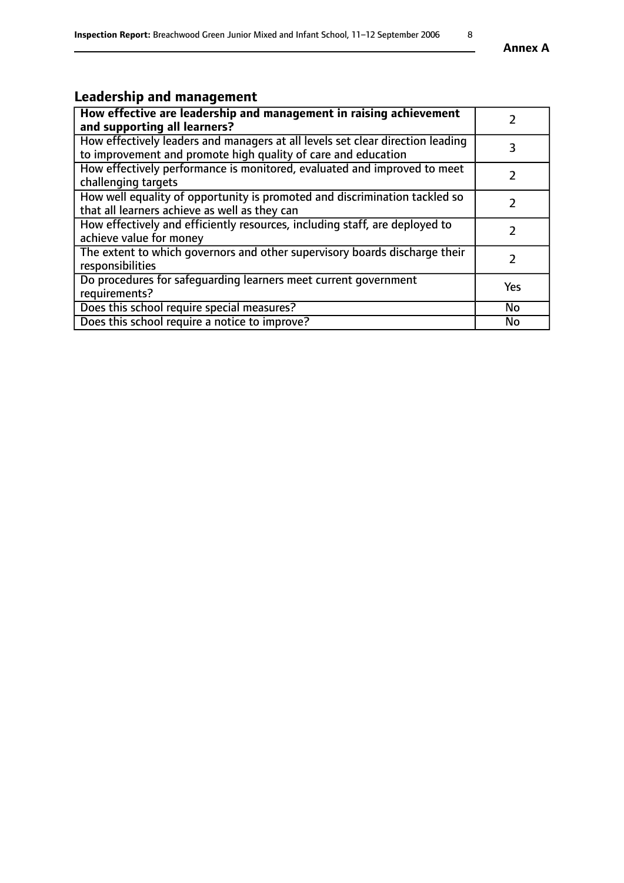## Leadership and management

| | |
|---|---|
| **How effective are leadership and management in raising achievement and supporting all learners?** | 2 |
| How effectively leaders and managers at all levels set clear direction leading to improvement and promote high quality of care and education | 3 |
| How effectively performance is monitored, evaluated and improved to meet challenging targets | 2 |
| How well equality of opportunity is promoted and discrimination tackled so that all learners achieve as well as they can | 2 |
| How effectively and efficiently resources, including staff, are deployed to achieve value for money | 2 |
| The extent to which governors and other supervisory boards discharge their responsibilities | 2 |
| Do procedures for safeguarding learners meet current government requirements? | Yes |
| Does this school require special measures? | No |
| Does this school require a notice to improve? | No |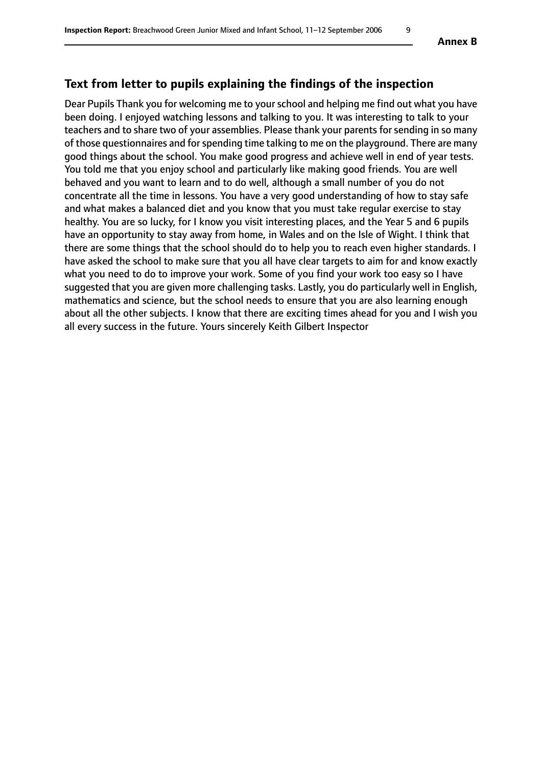## Text from letter to pupils explaining the findings of the inspection

Dear Pupils Thank you for welcoming me to your school and helping me find out what you have been doing. I enjoyed watching lessons and talking to you. It was interesting to talk to your teachers and to share two of your assemblies. Please thank your parents for sending in so many of those questionnaires and for spending time talking to me on the playground. There are many good things about the school. You make good progress and achieve well in end of year tests. You told me that you enjoy school and particularly like making good friends. You are well behaved and you want to learn and to do well, although a small number of you do not concentrate all the time in lessons. You have a very good understanding of how to stay safe and what makes a balanced diet and you know that you must take regular exercise to stay healthy. You are so lucky, for I know you visit interesting places, and the Year 5 and 6 pupils have an opportunity to stay away from home, in Wales and on the Isle of Wight. I think that there are some things that the school should do to help you to reach even higher standards. I have asked the school to make sure that you all have clear targets to aim for and know exactly what you need to do to improve your work. Some of you find your work too easy so I have suggested that you are given more challenging tasks. Lastly, you do particularly well in English, mathematics and science, but the school needs to ensure that you are also learning enough about all the other subjects. I know that there are exciting times ahead for you and I wish you all every success in the future. Yours sincerely Keith Gilbert Inspector